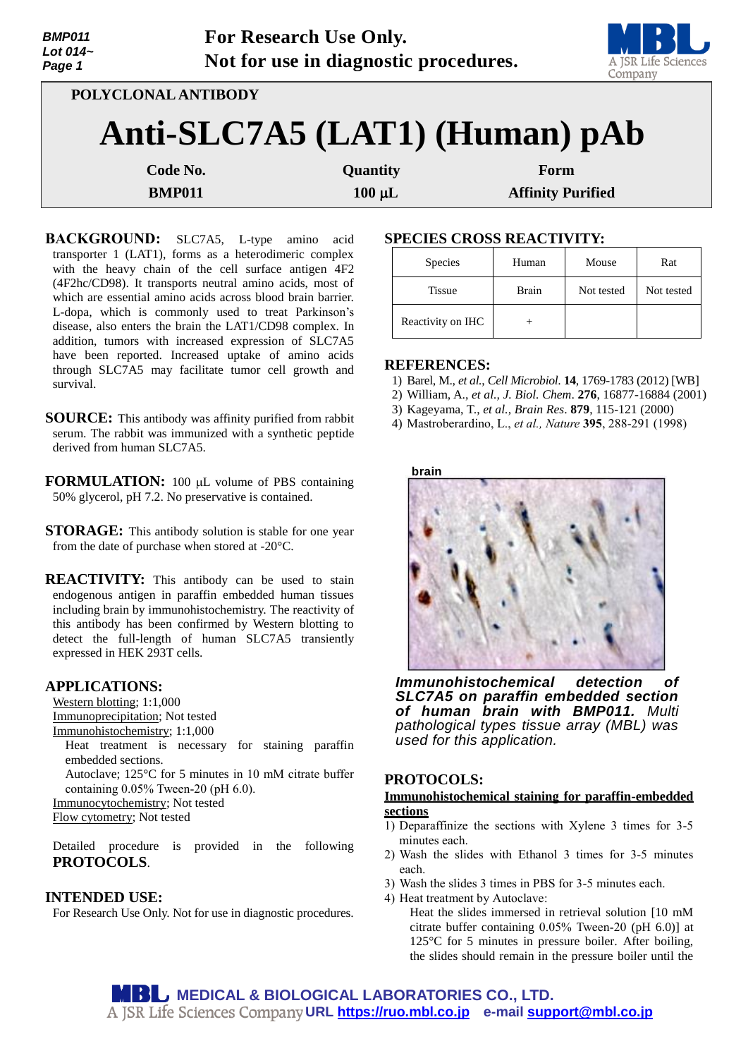**For Research Use Only.**
**Not for use in diagnostic procedures.**

POLYCLONAL ANTIBODY

# Anti-SLC7A5 (LAT1) (Human) pAb

| Code No. | Quantity | Form |
|---|---|---|
| BMP011 | 100 µL | Affinity Purified |

**BACKGROUND:** SLC7A5, L-type amino acid transporter 1 (LAT1), forms as a heterodimeric complex with the heavy chain of the cell surface antigen 4F2 (4F2hc/CD98). It transports neutral amino acids, most of which are essential amino acids across blood brain barrier. L-dopa, which is commonly used to treat Parkinson's disease, also enters the brain the LAT1/CD98 complex. In addition, tumors with increased expression of SLC7A5 have been reported. Increased uptake of amino acids through SLC7A5 may facilitate tumor cell growth and survival.

**SOURCE:** This antibody was affinity purified from rabbit serum. The rabbit was immunized with a synthetic peptide derived from human SLC7A5.

**FORMULATION:** 100 µL volume of PBS containing 50% glycerol, pH 7.2. No preservative is contained.

**STORAGE:** This antibody solution is stable for one year from the date of purchase when stored at -20°C.

**REACTIVITY:** This antibody can be used to stain endogenous antigen in paraffin embedded human tissues including brain by immunohistochemistry. The reactivity of this antibody has been confirmed by Western blotting to detect the full-length of human SLC7A5 transiently expressed in HEK 293T cells.

## APPLICATIONS:

Western blotting; 1:1,000
Immunoprecipitation; Not tested
Immunohistochemistry; 1:1,000
Heat treatment is necessary for staining paraffin embedded sections.
Autoclave; 125°C for 5 minutes in 10 mM citrate buffer containing 0.05% Tween-20 (pH 6.0).
Immunocytochemistry; Not tested
Flow cytometry; Not tested

Detailed procedure is provided in the following **PROTOCOLS**.

## INTENDED USE:

For Research Use Only. Not for use in diagnostic procedures.

## SPECIES CROSS REACTIVITY:

| Species | Human | Mouse | Rat |
|---|---|---|---|
| Tissue | Brain | Not tested | Not tested |
| Reactivity on IHC | + | | |

## REFERENCES:

1) Barel, M., *et al., Cell Microbiol.* **14**, 1769-1783 (2012) [WB]
2) William, A., *et al., J. Biol. Chem*. **276**, 16877-16884 (2001)
3) Kageyama, T., *et al., Brain Res*. **879**, 115-121 (2000)
4) Mastroberardino, L., *et al., Nature* **395**, 288-291 (1998)

brain

*Immunohistochemical detection of SLC7A5 on paraffin embedded section of human brain with BMP011. Multi pathological types tissue array (MBL) was used for this application.*

## PROTOCOLS:

**Immunohistochemical staining for paraffin-embedded sections**

1) Deparaffinize the sections with Xylene 3 times for 3-5 minutes each.
2) Wash the slides with Ethanol 3 times for 3-5 minutes each.
3) Wash the slides 3 times in PBS for 3-5 minutes each.
4) Heat treatment by Autoclave:
   Heat the slides immersed in retrieval solution [10 mM citrate buffer containing 0.05% Tween-20 (pH 6.0)] at 125°C for 5 minutes in pressure boiler. After boiling, the slides should remain in the pressure boiler until the

MEDICAL & BIOLOGICAL LABORATORIES CO., LTD.
A JSR Life Sciences Company URL https://ruo.mbl.co.jp e-mail support@mbl.co.jp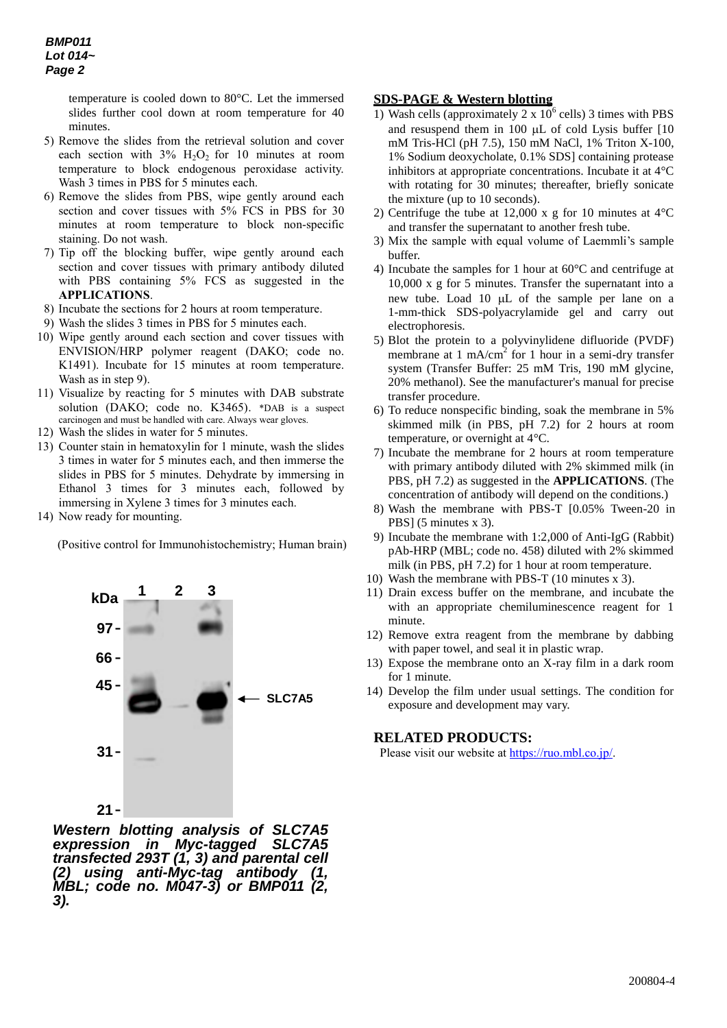temperature is cooled down to 80°C. Let the immersed slides further cool down at room temperature for 40 minutes.

5) Remove the slides from the retrieval solution and cover each section with 3% $H_2O_2$ for 10 minutes at room temperature to block endogenous peroxidase activity. Wash 3 times in PBS for 5 minutes each.
6) Remove the slides from PBS, wipe gently around each section and cover tissues with 5% FCS in PBS for 30 minutes at room temperature to block non-specific staining. Do not wash.
7) Tip off the blocking buffer, wipe gently around each section and cover tissues with primary antibody diluted with PBS containing 5% FCS as suggested in the **APPLICATIONS**.
8) Incubate the sections for 2 hours at room temperature.
9) Wash the slides 3 times in PBS for 5 minutes each.
10) Wipe gently around each section and cover tissues with ENVISION/HRP polymer reagent (DAKO; code no. K1491). Incubate for 15 minutes at room temperature. Wash as in step 9).
11) Visualize by reacting for 5 minutes with DAB substrate solution (DAKO; code no. K3465). *DAB is a suspect carcinogen and must be handled with care. Always wear gloves.
12) Wash the slides in water for 5 minutes.
13) Counter stain in hematoxylin for 1 minute, wash the slides 3 times in water for 5 minutes each, and then immerse the slides in PBS for 5 minutes. Dehydrate by immersing in Ethanol 3 times for 3 minutes each, followed by immersing in Xylene 3 times for 3 minutes each.
14) Now ready for mounting.

(Positive control for Immunohistochemistry; Human brain)

kDa 1 2 3
97-
66-
45-
31-
21-
SLC7A5

***Western blotting analysis of SLC7A5 expression in Myc-tagged SLC7A5 transfected 293T (1, 3) and parental cell (2) using anti-Myc-tag antibody (1, MBL; code no. M047-3) or BMP011 (2, 3).***

## SDS-PAGE & Western blotting

1) Wash cells (approximately 2 x $10^6$ cells) 3 times with PBS and resuspend them in 100 µL of cold Lysis buffer [10 mM Tris-HCl (pH 7.5), 150 mM NaCl, 1% Triton X-100, 1% Sodium deoxycholate, 0.1% SDS] containing protease inhibitors at appropriate concentrations. Incubate it at 4°C with rotating for 30 minutes; thereafter, briefly sonicate the mixture (up to 10 seconds).
2) Centrifuge the tube at 12,000 x g for 10 minutes at 4°C and transfer the supernatant to another fresh tube.
3) Mix the sample with equal volume of Laemmli's sample buffer.
4) Incubate the samples for 1 hour at 60°C and centrifuge at 10,000 x g for 5 minutes. Transfer the supernatant into a new tube. Load 10 µL of the sample per lane on a 1-mm-thick SDS-polyacrylamide gel and carry out electrophoresis.
5) Blot the protein to a polyvinylidene difluoride (PVDF) membrane at 1 mA/$cm^2$ for 1 hour in a semi-dry transfer system (Transfer Buffer: 25 mM Tris, 190 mM glycine, 20% methanol). See the manufacturer's manual for precise transfer procedure.
6) To reduce nonspecific binding, soak the membrane in 5% skimmed milk (in PBS, pH 7.2) for 2 hours at room temperature, or overnight at 4°C.
7) Incubate the membrane for 2 hours at room temperature with primary antibody diluted with 2% skimmed milk (in PBS, pH 7.2) as suggested in the **APPLICATIONS**. (The concentration of antibody will depend on the conditions.)
8) Wash the membrane with PBS-T [0.05% Tween-20 in PBS] (5 minutes x 3).
9) Incubate the membrane with 1:2,000 of Anti-IgG (Rabbit) pAb-HRP (MBL; code no. 458) diluted with 2% skimmed milk (in PBS, pH 7.2) for 1 hour at room temperature.
10) Wash the membrane with PBS-T (10 minutes x 3).
11) Drain excess buffer on the membrane, and incubate the with an appropriate chemiluminescence reagent for 1 minute.
12) Remove extra reagent from the membrane by dabbing with paper towel, and seal it in plastic wrap.
13) Expose the membrane onto an X-ray film in a dark room for 1 minute.
14) Develop the film under usual settings. The condition for exposure and development may vary.

## RELATED PRODUCTS:

Please visit our website at https://ruo.mbl.co.jp/.

200804-4